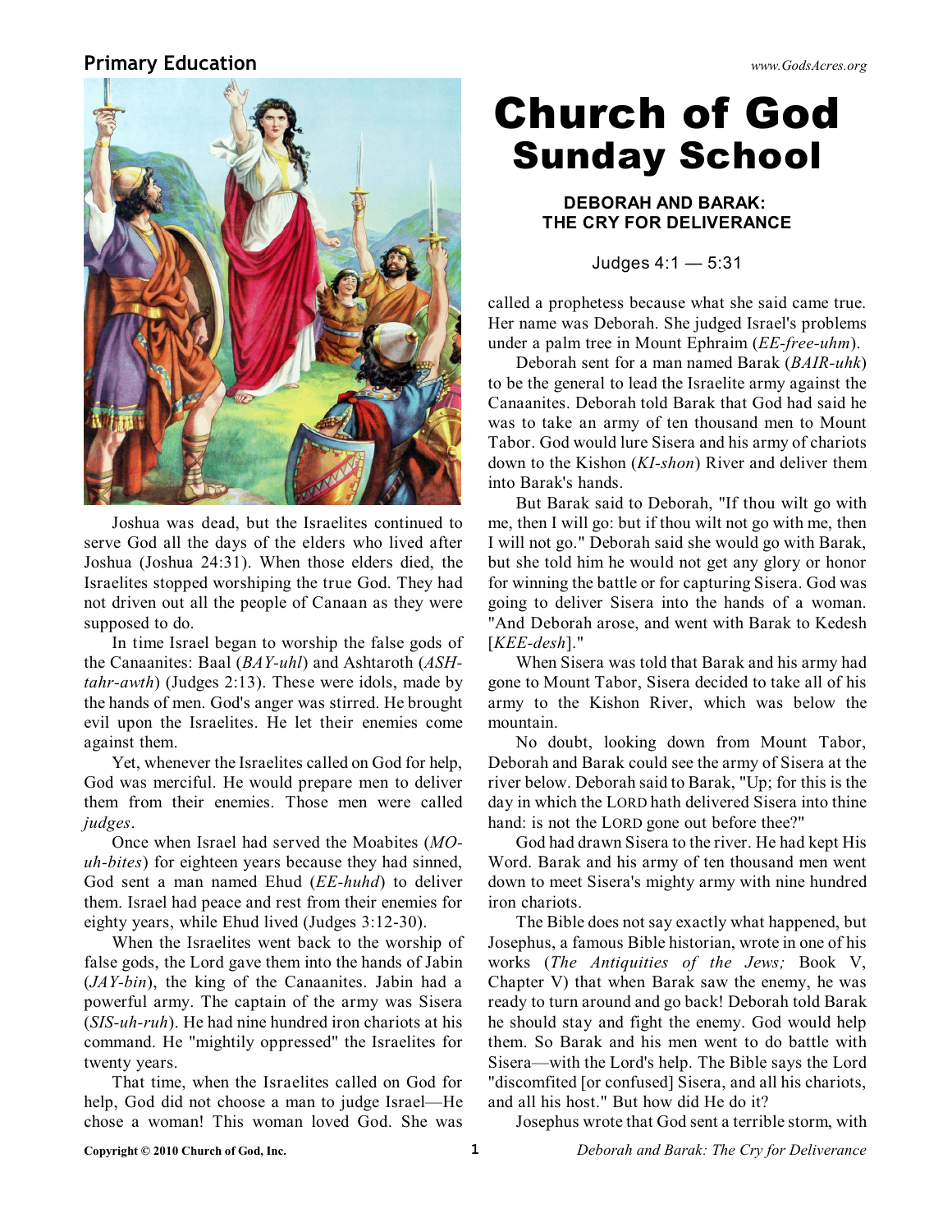# Church of God Sunday School

## DEBORAH AND BARAK: THE CRY FOR DELIVERANCE

Judges 4:1 — 5:31

Joshua was dead, but the Israelites continued to serve God all the days of the elders who lived after Joshua (Joshua 24:31). When those elders died, the Israelites stopped worshiping the true God. They had not driven out all the people of Canaan as they were supposed to do.

In time Israel began to worship the false gods of the Canaanites: Baal (*BAY-uhl*) and Ashtaroth (*ASH-tahr-awth*) (Judges 2:13). These were idols, made by the hands of men. God's anger was stirred. He brought evil upon the Israelites. He let their enemies come against them.

Yet, whenever the Israelites called on God for help, God was merciful. He would prepare men to deliver them from their enemies. Those men were called *judges*.

Once when Israel had served the Moabites (*MO-uh-bites*) for eighteen years because they had sinned, God sent a man named Ehud (*EE-huhd*) to deliver them. Israel had peace and rest from their enemies for eighty years, while Ehud lived (Judges 3:12-30).

When the Israelites went back to the worship of false gods, the Lord gave them into the hands of Jabin (*JAY-bin*), the king of the Canaanites. Jabin had a powerful army. The captain of the army was Sisera (*SIS-uh-ruh*). He had nine hundred iron chariots at his command. He "mightily oppressed" the Israelites for twenty years.

That time, when the Israelites called on God for help, God did not choose a man to judge Israel—He chose a woman! This woman loved God. She was called a prophetess because what she said came true. Her name was Deborah. She judged Israel's problems under a palm tree in Mount Ephraim (*EE-free-uhm*).

Deborah sent for a man named Barak (*BAIR-uhk*) to be the general to lead the Israelite army against the Canaanites. Deborah told Barak that God had said he was to take an army of ten thousand men to Mount Tabor. God would lure Sisera and his army of chariots down to the Kishon (*KI-shon*) River and deliver them into Barak's hands.

But Barak said to Deborah, "If thou wilt go with me, then I will go: but if thou wilt not go with me, then I will not go." Deborah said she would go with Barak, but she told him he would not get any glory or honor for winning the battle or for capturing Sisera. God was going to deliver Sisera into the hands of a woman. "And Deborah arose, and went with Barak to Kedesh [*KEE-desh*]."

When Sisera was told that Barak and his army had gone to Mount Tabor, Sisera decided to take all of his army to the Kishon River, which was below the mountain.

No doubt, looking down from Mount Tabor, Deborah and Barak could see the army of Sisera at the river below. Deborah said to Barak, "Up; for this is the day in which the LORD hath delivered Sisera into thine hand: is not the LORD gone out before thee?"

God had drawn Sisera to the river. He had kept His Word. Barak and his army of ten thousand men went down to meet Sisera's mighty army with nine hundred iron chariots.

The Bible does not say exactly what happened, but Josephus, a famous Bible historian, wrote in one of his works (*The Antiquities of the Jews;* Book V, Chapter V) that when Barak saw the enemy, he was ready to turn around and go back! Deborah told Barak he should stay and fight the enemy. God would help them. So Barak and his men went to do battle with Sisera—with the Lord's help. The Bible says the Lord "discomfited [or confused] Sisera, and all his chariots, and all his host." But how did He do it?

Josephus wrote that God sent a terrible storm, with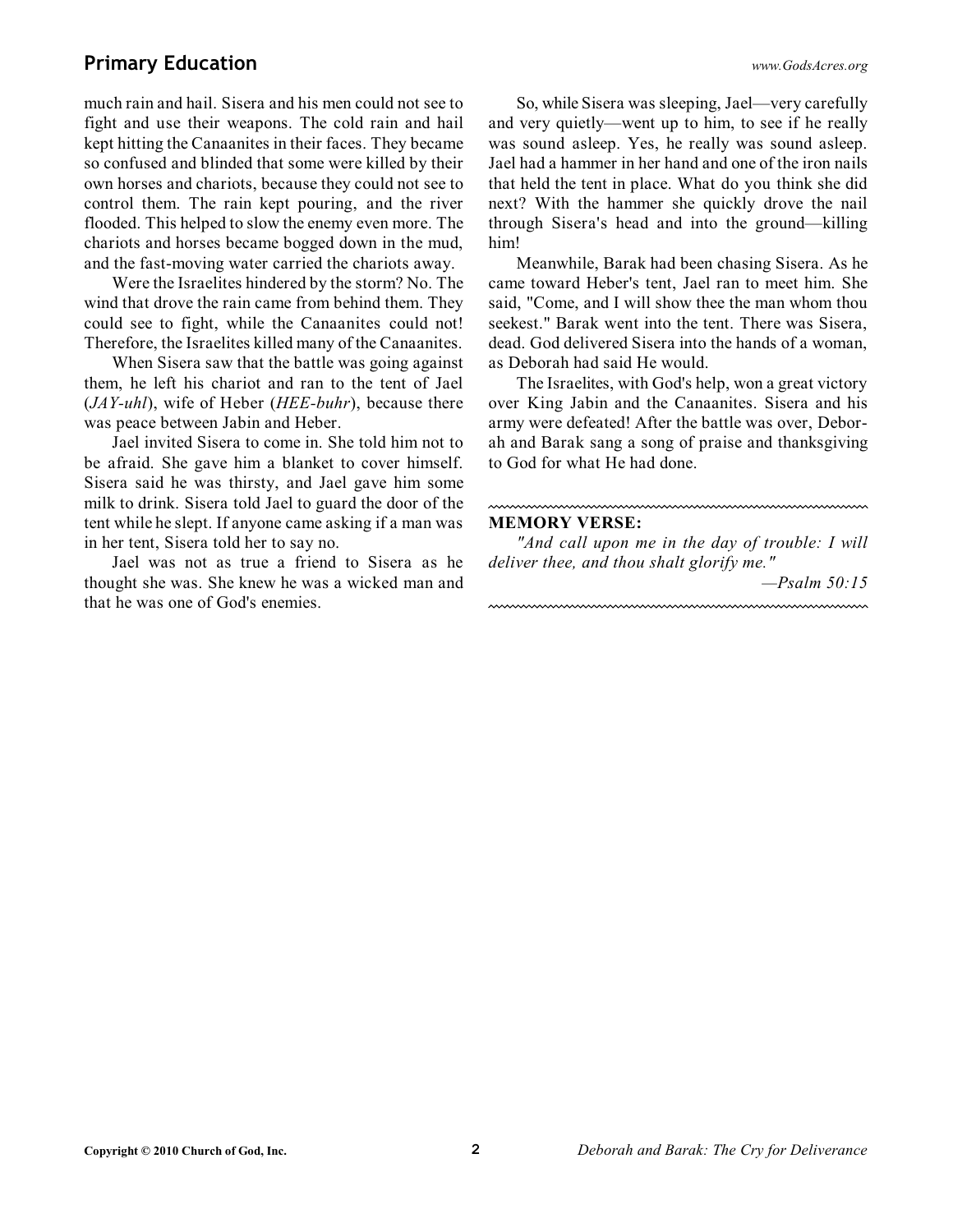much rain and hail. Sisera and his men could not see to fight and use their weapons. The cold rain and hail kept hitting the Canaanites in their faces. They became so confused and blinded that some were killed by their own horses and chariots, because they could not see to control them. The rain kept pouring, and the river flooded. This helped to slow the enemy even more. The chariots and horses became bogged down in the mud, and the fast-moving water carried the chariots away.

Were the Israelites hindered by the storm? No. The wind that drove the rain came from behind them. They could see to fight, while the Canaanites could not! Therefore, the Israelites killed many of the Canaanites.

When Sisera saw that the battle was going against them, he left his chariot and ran to the tent of Jael (*JAY-uhl*), wife of Heber (*HEE-buhr*), because there was peace between Jabin and Heber.

Jael invited Sisera to come in. She told him not to be afraid. She gave him a blanket to cover himself. Sisera said he was thirsty, and Jael gave him some milk to drink. Sisera told Jael to guard the door of the tent while he slept. If anyone came asking if a man was in her tent, Sisera told her to say no.

Jael was not as true a friend to Sisera as he thought she was. She knew he was a wicked man and that he was one of God's enemies.

So, while Sisera was sleeping, Jael—very carefully and very quietly—went up to him, to see if he really was sound asleep. Yes, he really was sound asleep. Jael had a hammer in her hand and one of the iron nails that held the tent in place. What do you think she did next? With the hammer she quickly drove the nail through Sisera's head and into the ground—killing him!

Meanwhile, Barak had been chasing Sisera. As he came toward Heber's tent, Jael ran to meet him. She said, "Come, and I will show thee the man whom thou seekest." Barak went into the tent. There was Sisera, dead. God delivered Sisera into the hands of a woman, as Deborah had said He would.

The Israelites, with God's help, won a great victory over King Jabin and the Canaanites. Sisera and his army were defeated! After the battle was over, Deborah and Barak sang a song of praise and thanksgiving to God for what He had done.

**MEMORY VERSE:**

*"And call upon me in the day of trouble: I will deliver thee, and thou shalt glorify me."*

*—Psalm 50:15*